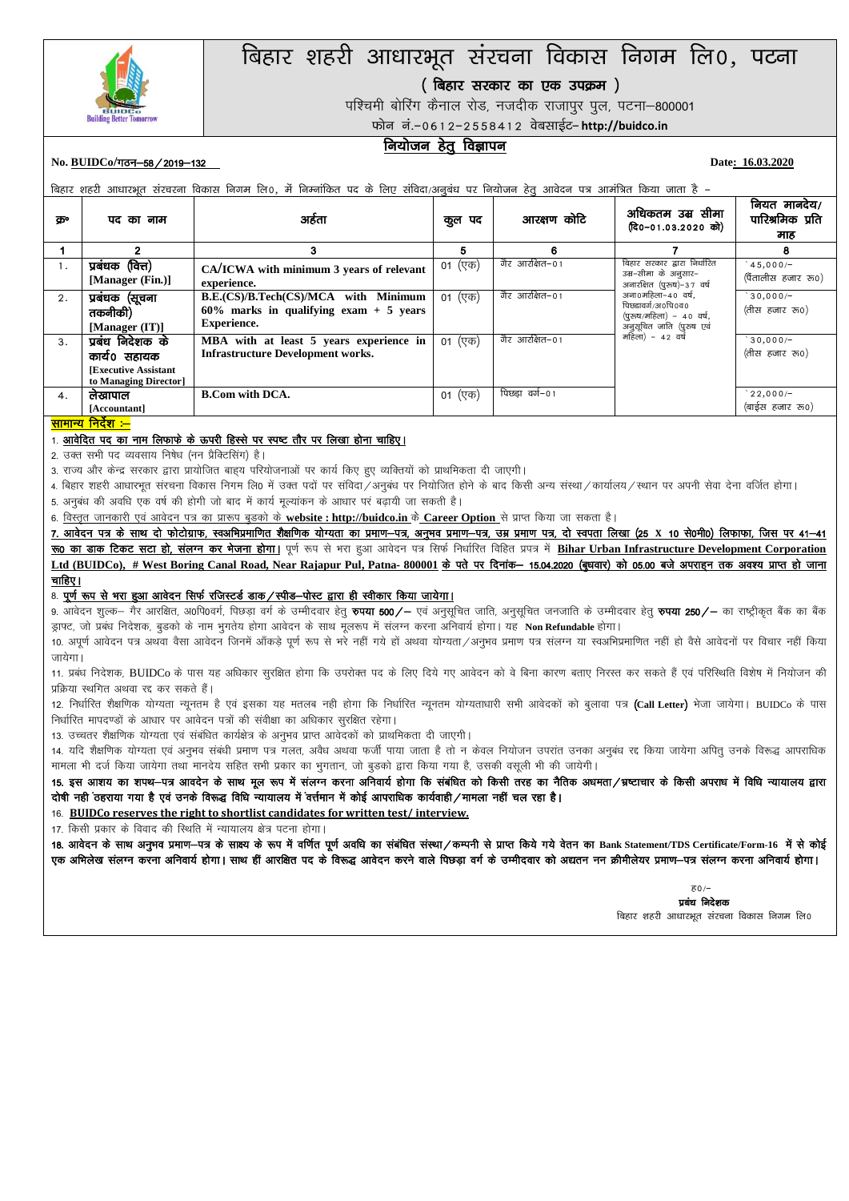# बिहार शहरी आधारभूत संरचना विकास निगम लि0, पटना

**( बिहार सरकार का एक उपक्रम )**

पश्चिमी बोरिंग कैनाल रोड, नजदीक राजापुर पुल, पटना–800001

फोन नं.–0612–2558412 वेबसाईट– **http://buidco.in**

## नियोजन हेतु विज्ञापन

**No. BUIDCo/गठन–58/2019–132** **Date: 16.03.2020**

बिहार शहरी आधारभूत संरचना विकास निगम लि0, में निम्नांकित पद के लिए संविदा/अनुबंध पर नियोजन हेतु आवेदन पत्र आमंत्रित किया जाता है –

| क्र० | पद का नाम | अर्हता | कुल पद | आरक्षण कोटि | अधिकतम उम्र सीमा (दि0–01.03.2020 को) | नियत मानदेय/ पारिश्रमिक प्रति माह |
|---|---|---|---|---|---|---|
| 1 | 2 | 3 | 5 | 6 | 7 | 8 |
| 1. | **प्रबंधक (वित्त) [Manager (Fin.)]** | **CA/ICWA with minimum 3 years of relevant experience.** | 01 (एक) | गैर आरक्षित–01 | बिहार सरकार द्वारा निर्धारित उम्र–सीमा के अनुसार– अनारक्षित (पुरूष)–37 वर्ष अना0महिला–40 वर्ष, पिछड़ावर्ग/अ0पि0व0 (पुरूष/महिला) – 40 वर्ष, अनुसूचित जाति (पुरूष एवं महिला) – 42 वर्ष | `45,000/– (पैंतालीस हजार रू0) |
| 2. | **प्रबंधक (सूचना तकनीकी) [Manager (IT)]** | **B.E.(CS)/B.Tech(CS)/MCA with Minimum 60% marks in qualifying exam + 5 years Experience.** | 01 (एक) | गैर आरक्षित–01 | | `30,000/– (तीस हजार रू0) |
| 3. | **प्रबंध निदेशक के कार्य0 सहायक [Executive Assistant to Managing Director]** | **MBA with at least 5 years experience in Infrastructure Development works.** | 01 (एक) | गैर आरक्षित–01 | | `30,000/– (तीस हजार रू0) |
| 4. | **लेखापाल [Accountant]** | **B.Com with DCA.** | 01 (एक) | पिछड़ा वर्ग–01 | | `22,000/– (बाईस हजार रू0) |

**सामान्य निर्देश :–**

1. **आवेदित पद का नाम लिफाफे के ऊपरी हिस्से पर स्पष्ट तौर पर लिखा होना चाहिए।**
2. उक्त सभी पद व्यवसाय निषेध (नन प्रैक्टिसिंग) है।
3. राज्य और केन्द्र सरकार द्वारा प्रायोजित बाह्य परियोजनाओं पर कार्य किए हुए व्यक्तियों को प्राथमिकता दी जाएगी।
4. बिहार शहरी आधारभूत संरचना विकास निगम लि0 में उक्त पदों पर संविदा/अनुबंध पर नियोजित होने के बाद किसी अन्य संस्था/कार्यालय/स्थान पर अपनी सेवा देना वर्जित होगा।
5. अनुबंध की अवधि एक वर्ष की होगी जो बाद में कार्य मूल्यांकन के आधार पर बढ़ायी जा सकती है।
6. विस्तृत जानकारी एवं आवेदन पत्र का प्रारूप बुडको के **website : http://buidco.in** के **Career Option** से प्राप्त किया जा सकता है।
7. **आवेदन पत्र के साथ दो फोटोग्राफ, स्वअभिप्रमाणित शैक्षणिक योग्यता का प्रमाण–पत्र, अनुभव प्रमाण–पत्र, उम्र प्रमाण पत्र, दो स्वपता लिखा (25 X 10 से0मी0) लिफाफा, जिस पर 41–41 रू0 का डाक टिकट सटा हो, संलग्न कर भेजना होगा।** पूर्ण रूप से भरा हुआ आवेदन पत्र सिर्फ निर्धारित विहित प्रपत्र में **Bihar Urban Infrastructure Development Corporation Ltd (BUIDCo), # West Boring Canal Road, Near Rajapur Pul, Patna- 800001 के पते पर दिनांक– 15.04.2020 (बुधवार) को 05.00 बजे अपराहन तक अवश्य प्राप्त हो जाना चाहिए।**
8. **पूर्ण रूप से भरा हुआ आवेदन सिर्फ रजिस्टर्ड डाक/स्पीड–पोस्ट द्वारा ही स्वीकार किया जायेगा।**
9. आवेदन शुल्क– गैर आरक्षित, अ0पि0वर्ग, पिछड़ा वर्ग के उम्मीदवार हेतु **रुपया 500/–** एवं अनुसूचित जाति, अनुसूचित जनजाति के उम्मीदवार हेतु **रुपया 250/–** का राष्ट्रीकृत बैंक का बैंक ड्राफ्ट, जो प्रबंध निदेशक, बुडको के नाम भुगतेय होगा आवेदन के साथ मूलरूप में संलग्न करना अनिवार्य होगा। यह **Non Refundable** होगा।
10. अपूर्ण आवेदन पत्र अथवा वैसा आवेदन जिनमें आँकड़े पूर्ण रूप से भरे नहीं गये हों अथवा योग्यता/अनुभव प्रमाण पत्र संलग्न या स्वअभिप्रमाणित नहीं हो वैसे आवेदनों पर विचार नहीं किया जायेगा।
11. प्रबंध निदेशक, BUIDCo के पास यह अधिकार सुरक्षित होगा कि उपरोक्त पद के लिए दिये गए आवेदन को वे बिना कारण बताए निरस्त कर सकते हैं एवं परिस्थिति विशेष में नियोजन की प्रक्रिया स्थगित अथवा रद्द कर सकते हैं।
12. निर्धारित शैक्षणिक योग्यता न्यूनतम है एवं इसका यह मतलब नही होगा कि निर्धारित न्यूनतम योग्यताधारी सभी आवेदकों को बुलावा पत्र **(Call Letter)** भेजा जायेगा। BUIDCo के पास निर्धारित मापदण्डों के आधार पर आवेदन पत्रों की संवीक्षा का अधिकार सुरक्षित रहेगा।
13. उच्चतर शैक्षणिक योग्यता एवं संबंधित कार्यक्षेत्र के अनुभव प्राप्त आवेदकों को प्राथमिकता दी जाएगी।
14. यदि शैक्षणिक योग्यता एवं अनुभव संबंधी प्रमाण पत्र गलत, अवैध अथवा फर्जी पाया जाता है तो न केवल नियोजन उपरांत उनका अनुबंध रद्द किया जायेगा अपितु उनके विरूद्ध आपराधिक मामला भी दर्ज किया जायेगा तथा मानदेय सहित सभी प्रकार का भुगतान, जो बुडको द्वारा किया गया है, उसकी वसूली भी की जायेगी।
15. **इस आशय का शपथ–पत्र आवदेन के साथ मूल रूप में संलग्न करना अनिवार्य होगा कि संबंधित को किसी तरह का नैतिक अधमता/भ्रष्टाचार के किसी अपराध में विधि न्यायालय द्वारा दोषी नही ठहराया गया है एवं उनके विरूद्ध विधि न्यायालय में वर्तमान में कोई आपराधिक कार्यवाही/मामला नहीं चल रहा है।**
16. **BUIDCo reserves the right to shortlist candidates for written test/ interview.**
17. किसी प्रकार के विवाद की स्थिति में न्यायालय क्षेत्र पटना होगा।
18. **आवेदन के साथ अनुभव प्रमाण–पत्र के साक्ष्य के रूप में वर्णित पूर्ण अवधि का संबंधित संस्था/कम्पनी से प्राप्त किये गये वेतन का Bank Statement/TDS Certificate/Form-16 में से कोई एक अभिलेख संलग्न करना अनिवार्य होगा। साथ हीं आरक्षित पद के विरूद्ध आवेदन करने वाले पिछड़ा वर्ग के उम्मीदवार को अद्यतन नन क्रीमीलेयर प्रमाण–पत्र संलग्न करना अनिवार्य होगा।**

ह0/–

**प्रबंध निदेशक**

बिहार शहरी आधारभूत संरचना विकास निगम लि0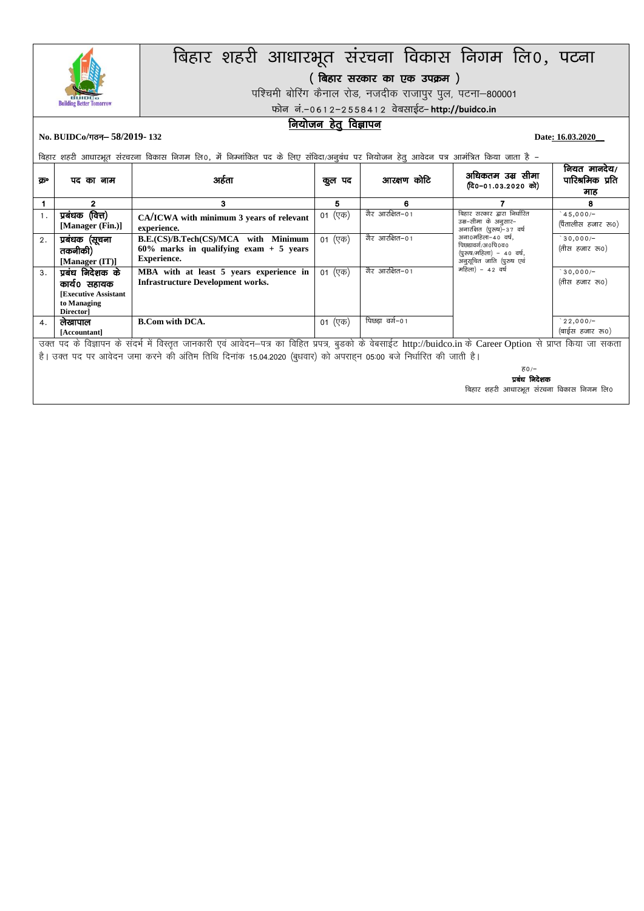# बिहार शहरी आधारभूत संरचना विकास निगम लि0, पटना

**( बिहार सरकार का एक उपक्रम )**

पश्चिमी बोरिंग कैनाल रोड, नजदीक राजापुर पुल, पटना–800001

फोन नं.–0612–2558412 वेबसाईट– **http://buidco.in**

## नियोजन हेतु विज्ञापन

**No. BUIDCo/गठन– 58/2019- 132** **Date: 16.03.2020**

बिहार शहरी आधारभूत संरचना विकास निगम लि0, में निम्नांकित पद के लिए संविदा/अनुबंध पर नियोजन हेतु आवेदन पत्र आमंत्रित किया जाता है –

| क्र० | पद का नाम | अर्हता | कुल पद | आरक्षण कोटि | अधिकतम उम्र सीमा (दि0–01.03.2020 को) | नियत मानदेय/ पारिश्रमिक प्रति माह |
|---|---|---|---|---|---|---|
| 1 | 2 | 3 | 5 | 6 | 7 | 8 |
| 1. | **प्रबंधक (वित्त) [Manager (Fin.)]** | **CA/ICWA with minimum 3 years of relevant experience.** | 01 (एक) | गैर आरक्षित–01 | बिहार सरकार द्वारा निर्धारित उम्र–सीमा के अनुसार– अनारक्षित (पुरुष)–37 वर्ष अना0महिला–40 वर्ष, पिछड़ावर्ग/अ0पि0व0 (पुरुष/महिला) – 40 वर्ष, अनुसूचित जाति (पुरुष एवं महिला) – 42 वर्ष | ₹45,000/– (पैंतालीस हजार रू0) |
| 2. | **प्रबंधक (सूचना तकनीकी) [Manager (IT)]** | **B.E.(CS)/B.Tech(CS)/MCA with Minimum 60% marks in qualifying exam + 5 years Experience.** | 01 (एक) | गैर आरक्षित–01 | | ₹30,000/– (तीस हजार रू0) |
| 3. | **प्रबंध निदेशक के कार्य0 सहायक [Executive Assistant to Managing Director]** | **MBA with at least 5 years experience in Infrastructure Development works.** | 01 (एक) | गैर आरक्षित–01 | | ₹30,000/– (तीस हजार रू0) |
| 4. | **लेखापाल [Accountant]** | **B.Com with DCA.** | 01 (एक) | पिछड़ा वर्ग–01 | | ₹22,000/– (बाईस हजार रू0) |

उक्त पद के विज्ञापन के संदर्भ में विस्तृत जानकारी एवं आवेदन–पत्र का विहित प्रपत्र, बुडको के वेबसाईट http://buidco.in के Career Option से प्राप्त किया जा सकता है। उक्त पद पर आवेदन जमा करने की अंतिम तिथि दिनांक 15.04.2020 (बुधवार) को अपराह्न 05:00 बजे निर्धारित की जाती है।

ह0/–

**प्रबंध निदेशक**

बिहार शहरी आधारभूत संरचना विकास निगम लि0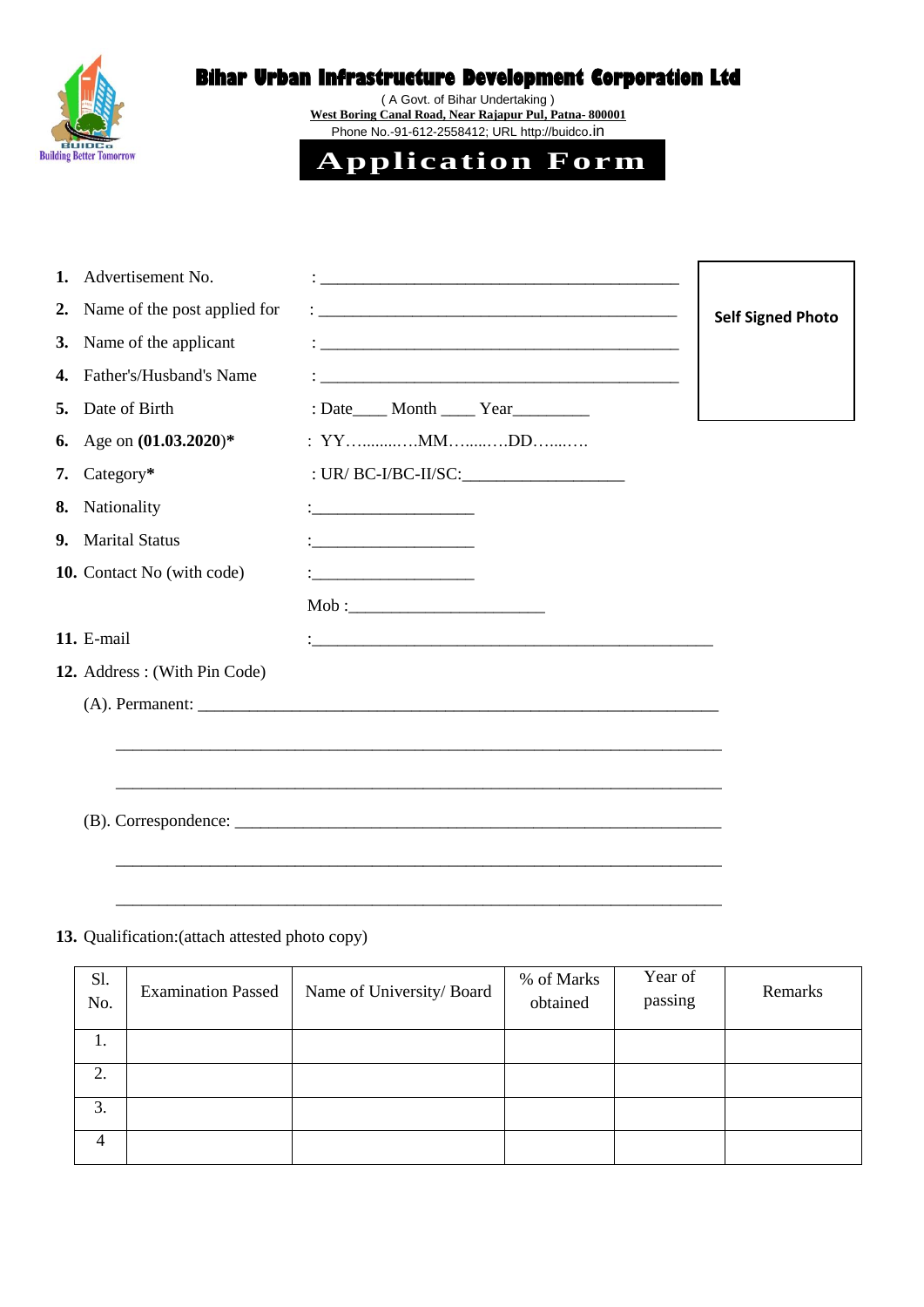# Bihar Urban Infrastructure Development Corporation Ltd

( A Govt. of Bihar Undertaking )

West Boring Canal Road, Near Rajapur Pul, Patna- 800001

Phone No.-91-612-2558412; URL http://buidco.in

BUIDCo
Building Better Tomorrow

## Application Form

Self Signed Photo

1. Advertisement No. : ___________________________________________
2. Name of the post applied for : ___________________________________________
3. Name of the applicant : ___________________________________________
4. Father's/Husband's Name : ___________________________________________
5. Date of Birth : Date____ Month ____ Year_________
6. Age on **(01.03.2020)*** : YY….......…MM…......….DD….....….
7. Category***** : UR/ BC-I/BC-II/SC:___________________
8. Nationality :___________________
9. Marital Status :___________________
10. Contact No (with code) :___________________

    Mob :_______________________
11. E-mail :_______________________________________________
12. Address : (With Pin Code)

    (A). Permanent: _____________________________________________________________

    _____________________________________________________________

    _____________________________________________________________

    (B). Correspondence: _________________________________________________________

    _____________________________________________________________

    _____________________________________________________________
13. Qualification:(attach attested photo copy)

| Sl. No. | Examination Passed | Name of University/ Board | % of Marks obtained | Year of passing | Remarks |
|---|---|---|---|---|---|
| 1. | | | | | |
| 2. | | | | | |
| 3. | | | | | |
| 4 | | | | | |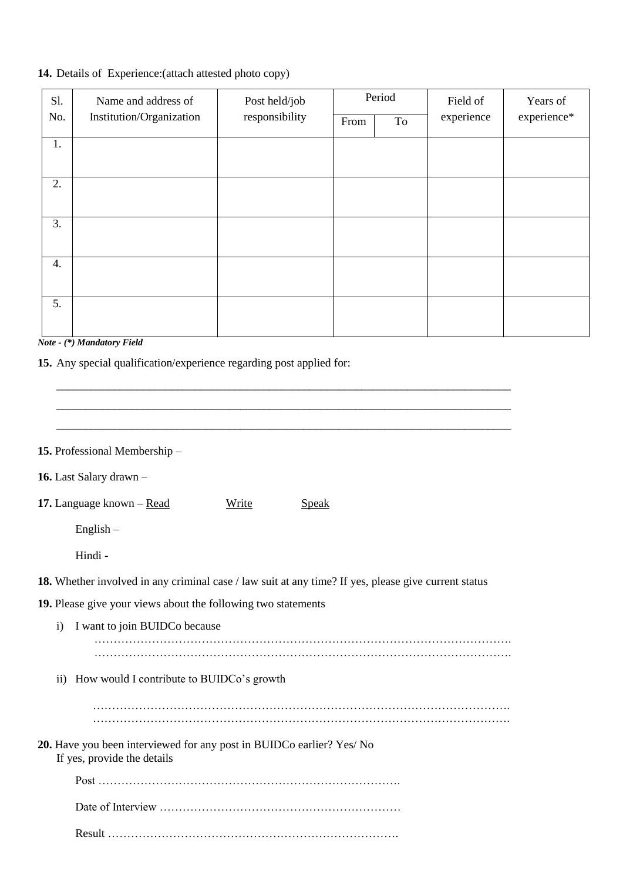**14.** Details of Experience:(attach attested photo copy)

| Sl. No. | Name and address of Institution/Organization | Post held/job responsibility | Period | | Field of experience | Years of experience* |
|---|---|---|---|---|---|---|
| | | | From | To | | |
| 1. | | | | | | |
| 2. | | | | | | |
| 3. | | | | | | |
| 4. | | | | | | |
| 5. | | | | | | |

***Note - (*) Mandatory Field***

**15.** Any special qualification/experience regarding post applied for:

\_\_\_\_\_\_\_\_\_\_\_\_\_\_\_\_\_\_\_\_\_\_\_\_\_\_\_\_\_\_\_\_\_\_\_\_\_\_\_\_\_\_\_\_\_\_\_\_\_\_\_\_\_\_\_\_\_\_\_\_\_\_\_\_\_\_\_\_\_\_\_\_\_\_\_\_\_\_

\_\_\_\_\_\_\_\_\_\_\_\_\_\_\_\_\_\_\_\_\_\_\_\_\_\_\_\_\_\_\_\_\_\_\_\_\_\_\_\_\_\_\_\_\_\_\_\_\_\_\_\_\_\_\_\_\_\_\_\_\_\_\_\_\_\_\_\_\_\_\_\_\_\_\_\_\_\_

\_\_\_\_\_\_\_\_\_\_\_\_\_\_\_\_\_\_\_\_\_\_\_\_\_\_\_\_\_\_\_\_\_\_\_\_\_\_\_\_\_\_\_\_\_\_\_\_\_\_\_\_\_\_\_\_\_\_\_\_\_\_\_\_\_\_\_\_\_\_\_\_\_\_\_\_\_\_

**15.** Professional Membership –

**16.** Last Salary drawn –

**17.** Language known – <u>Read</u> <u>Write</u> <u>Speak</u>

English –

Hindi -

**18.** Whether involved in any criminal case / law suit at any time? If yes, please give current status

**19.** Please give your views about the following two statements

i) I want to join BUIDCo because

………………………………………………………………………………………………….
………………………………………………………………………………………………….

ii) How would I contribute to BUIDCo's growth

………………………………………………………………………………………………….
………………………………………………………………………………………………….

**20.** Have you been interviewed for any post in BUIDCo earlier? Yes/ No
If yes, provide the details

Post …………………………………………………………………….

Date of Interview ………………………………………………………

Result …………………………………………………………………….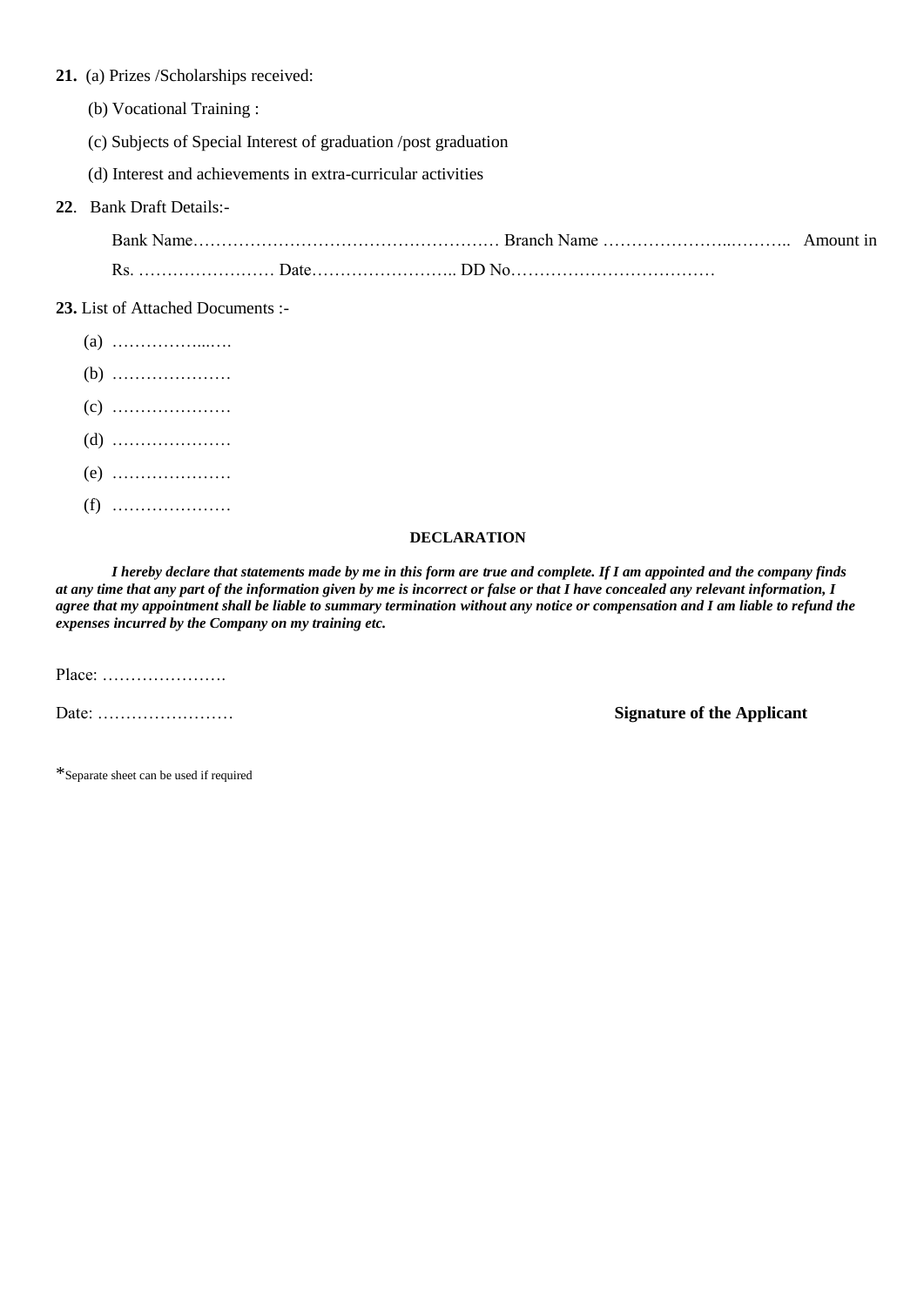**21.** (a) Prizes /Scholarships received:

(b) Vocational Training :

(c) Subjects of Special Interest of graduation /post graduation

(d) Interest and achievements in extra-curricular activities

**22**. Bank Draft Details:-

Bank Name……………………………………………… Branch Name …………………..……….. Amount in Rs. …………………… Date…………………….. DD No………………………………

**23.** List of Attached Documents :-

(a) ……………...….

(b) …………………

(c) …………………

(d) …………………

(e) …………………

(f) …………………

**DECLARATION**

***I hereby declare that statements made by me in this form are true and complete. If I am appointed and the company finds at any time that any part of the information given by me is incorrect or false or that I have concealed any relevant information, I agree that my appointment shall be liable to summary termination without any notice or compensation and I am liable to refund the expenses incurred by the Company on my training etc.***

Place: ………………….

Date: ……………………                                                                                    **Signature of the Applicant**

*Separate sheet can be used if required